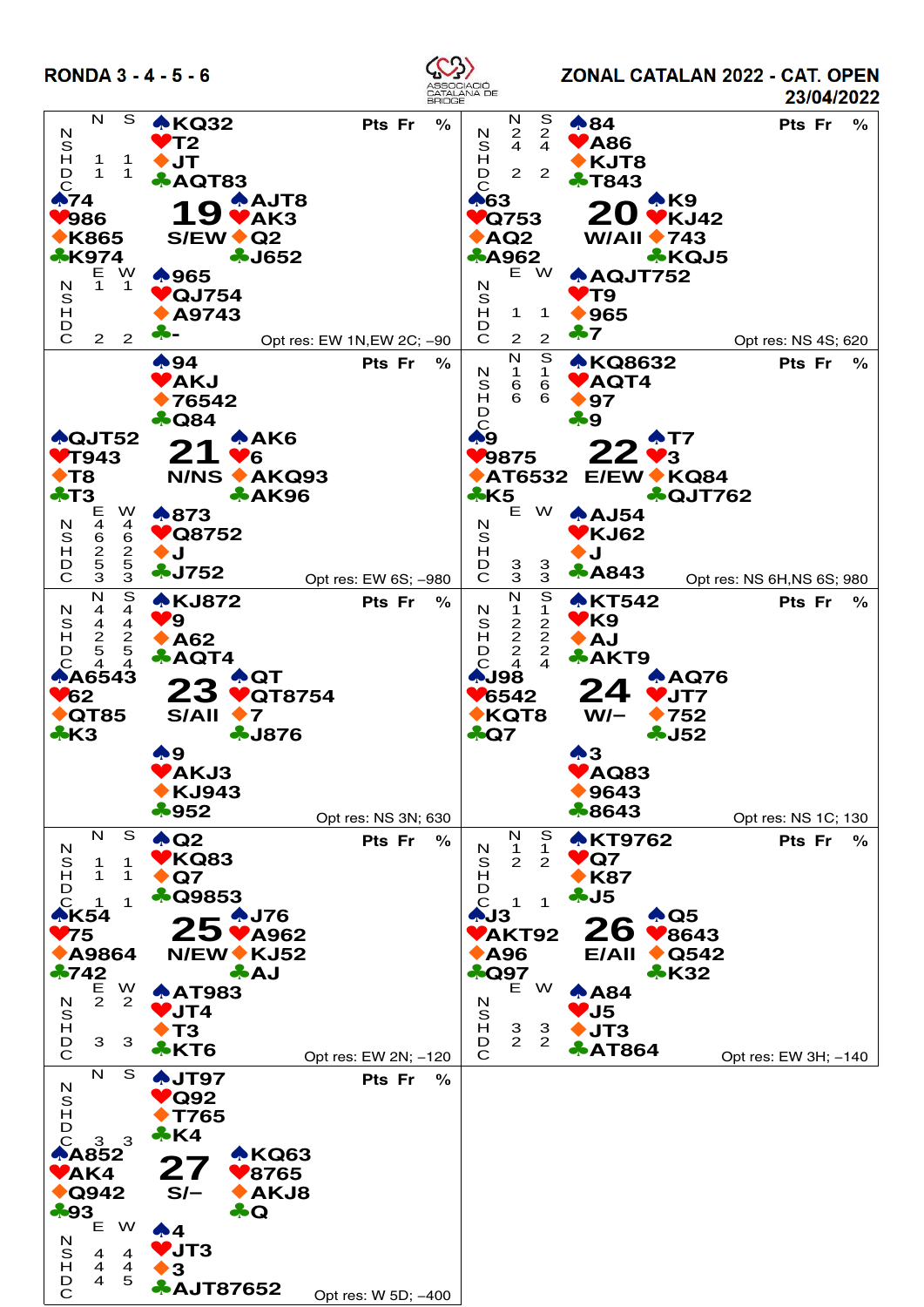# RONDA 3 - 4 - 5 - 6

ASSOCIACIÓ CATALANA DE BRIDGE

## ZONAL CATALAN 2022 - CAT. OPEN

23/04/2022

---

### Board 19 — S/EW

| | Hand |
|---|---|
| North | ♠KQ32 ♥T2 ♦JT ♣AQT83 |
| West | ♠74 ♥986 ♦K865 ♣K974 |
| East | ♠AJT8 ♥AK3 ♦Q2 ♣J652 |
| South | ♠965 ♥QJ754 ♦A9743 ♣- |

| | N | S | E | W |
|---|---|---|---|---|
| N | | | 1 | 1 |
| S | | | | |
| H | 1 | 1 | | |
| D | 1 | 1 | | |
| C | | | 2 | 2 |

Pts Fr %

Opt res: EW 1N,EW 2C; −90

---

### Board 20 — W/All

| | Hand |
|---|---|
| North | ♠84 ♥A86 ♦KJT8 ♣T843 |
| West | ♠63 ♥Q753 ♦AQ2 ♣A962 |
| East | ♠K9 ♥KJ42 ♦743 ♣KQJ5 |
| South | ♠AQJT752 ♥T9 ♦965 ♣7 |

| | N | S | E | W |
|---|---|---|---|---|
| N | 2 | 2 | | |
| S | 4 | 4 | | |
| H | | | 1 | 1 |
| D | 2 | 2 | | |
| C | | | 2 | 2 |

Pts Fr %

Opt res: NS 4S; 620

---

### Board 21 — N/NS

| | Hand |
|---|---|
| North | ♠94 ♥AKJ ♦76542 ♣Q84 |
| West | ♠QJT52 ♥T943 ♦T8 ♣T3 |
| East | ♠AK6 ♥6 ♦AKQ93 ♣AK96 |
| South | ♠873 ♥Q8752 ♦J ♣J752 |

| | N | S | E | W |
|---|---|---|---|---|
| N | | | 4 | 4 |
| S | | | 6 | 6 |
| H | | | 2 | 2 |
| D | | | 5 | 5 |
| C | | | 3 | 3 |

Pts Fr %

Opt res: EW 6S; −980

---

### Board 22 — E/EW

| | Hand |
|---|---|
| North | ♠KQ8632 ♥AQT4 ♦97 ♣9 |
| West | ♠9 ♥9875 ♦AT6532 ♣K5 |
| East | ♠T7 ♥3 ♦KQ84 ♣QJT762 |
| South | ♠AJ54 ♥KJ62 ♦J ♣A843 |

| | N | S | E | W |
|---|---|---|---|---|
| N | 1 | 1 | | |
| S | 6 | 6 | | |
| H | 6 | 6 | | |
| D | | | 3 | 3 |
| C | | | 3 | 3 |

Pts Fr %

Opt res: NS 6H,NS 6S; 980

---

### Board 23 — S/All

| | Hand |
|---|---|
| North | ♠KJ872 ♥9 ♦A62 ♣AQT4 |
| West | ♠A6543 ♥62 ♦QT85 ♣K3 |
| East | ♠QT ♥QT8754 ♦7 ♣J876 |
| South | ♠9 ♥AKJ3 ♦KJ943 ♣952 |

| | N | S | E | W |
|---|---|---|---|---|
| N | 4 | 4 | | |
| S | 4 | 4 | | |
| H | 2 | 2 | | |
| D | 5 | 5 | | |
| C | 4 | 4 | | |

Pts Fr %

Opt res: NS 3N; 630

---

### Board 24 — W/–

| | Hand |
|---|---|
| North | ♠KT542 ♥K9 ♦AJ ♣AKT9 |
| West | ♠J98 ♥6542 ♦KQT8 ♣Q7 |
| East | ♠AQ76 ♥JT7 ♦752 ♣J52 |
| South | ♠3 ♥AQ83 ♦9643 ♣8643 |

| | N | S | E | W |
|---|---|---|---|---|
| N | 1 | 1 | | |
| S | 2 | 2 | | |
| H | 2 | 2 | | |
| D | 2 | 2 | | |
| C | 4 | 4 | | |

Pts Fr %

Opt res: NS 1C; 130

---

### Board 25 — N/EW

| | Hand |
|---|---|
| North | ♠Q2 ♥KQ83 ♦Q7 ♣Q9853 |
| West | ♠K54 ♥75 ♦A9864 ♣742 |
| East | ♠J76 ♥A962 ♦KJ52 ♣AJ |
| South | ♠AT983 ♥JT4 ♦T3 ♣KT6 |

| | N | S | E | W |
|---|---|---|---|---|
| N | | | 2 | 2 |
| S | 1 | 1 | | |
| H | 1 | 1 | | |
| D | | | 3 | 3 |
| C | 1 | 1 | | |

Pts Fr %

Opt res: EW 2N; −120

---

### Board 26 — E/All

| | Hand |
|---|---|
| North | ♠KT9762 ♥Q7 ♦K87 ♣J5 |
| West | ♠J3 ♥AKT92 ♦A96 ♣Q97 |
| East | ♠Q5 ♥8643 ♦Q542 ♣K32 |
| South | ♠A84 ♥J5 ♦JT3 ♣AT864 |

| | N | S | E | W |
|---|---|---|---|---|
| N | | | | |
| S | 1 | 1 | | |
| H | 2 | 2 | 3 | 3 |
| D | | | 2 | 2 |
| C | 1 | 1 | | |

Pts Fr %

Opt res: EW 3H; −140

---

### Board 27 — S/–

| | Hand |
|---|---|
| North | ♠JT97 ♥Q92 ♦T765 ♣K4 |
| West | ♠A852 ♥AK4 ♦Q942 ♣93 |
| East | ♠KQ63 ♥8765 ♦AKJ8 ♣Q |
| South | ♠4 ♥JT3 ♦3 ♣AJT87652 |

| | N | S | E | W |
|---|---|---|---|---|
| N | | | | |
| S | | | 4 | 4 |
| H | | | 4 | 4 |
| D | | | 4 | 5 |
| C | 3 | 3 | | |

Pts Fr %

Opt res: W 5D; −400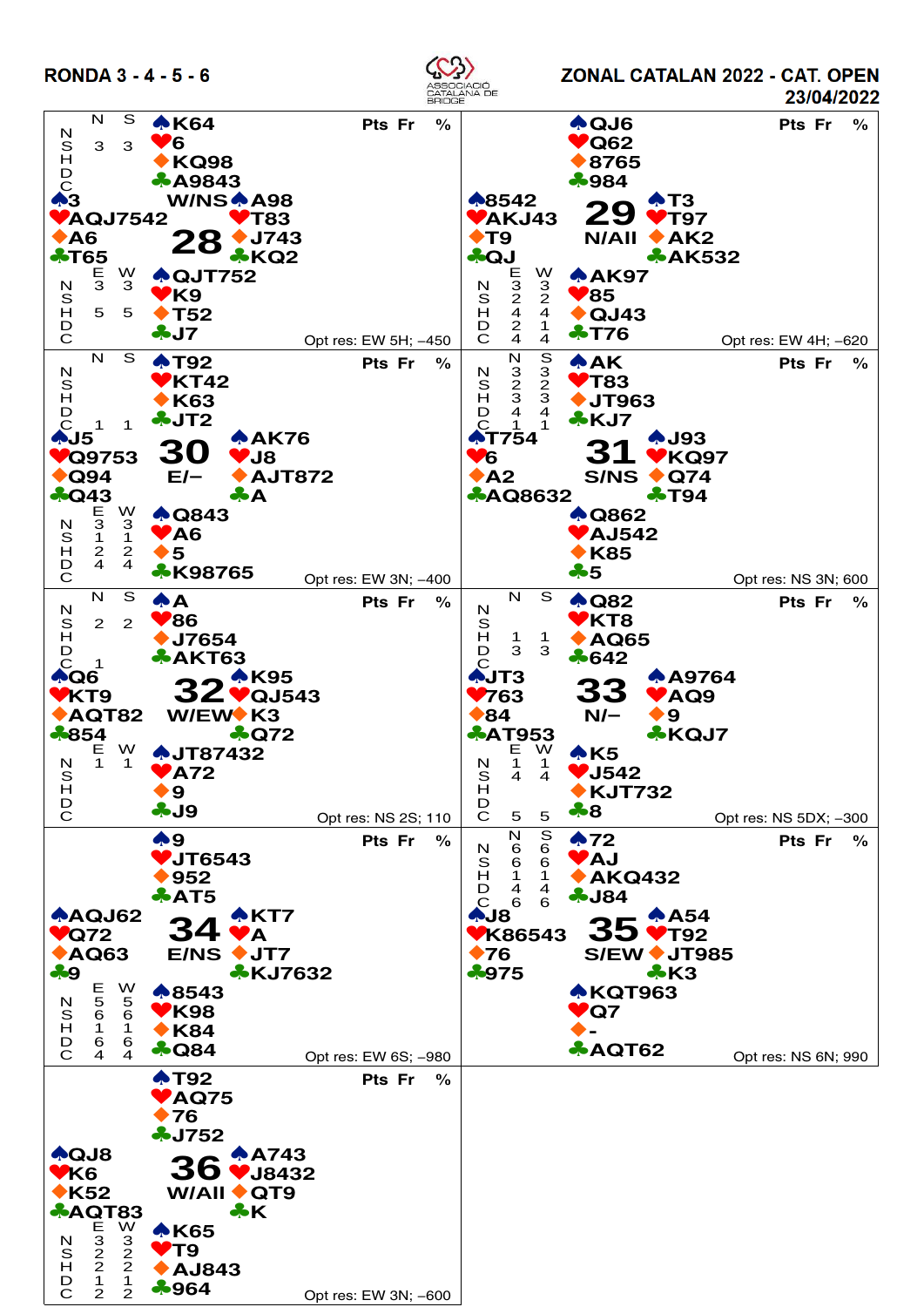RONDA 3 - 4 - 5 - 6

ZONAL CATALAN 2022 - CAT. OPEN
23/04/2022

## Board 28 — W/NS

North: ♠K64 ♥6 ♦KQ98 ♣A9843
West: ♠3 ♥AQJ7542 ♦A6 ♣T65
East: ♠A98 ♥T83 ♦J743 ♣KQ2
South: ♠QJT752 ♥K9 ♦T52 ♣J7

| | N | S |
|---|---|---|
| N | | |
| S | 3 | 3 |
| H | | |
| D | | |
| C | | |

| | E | W |
|---|---|---|
| N | 3 | 3 |
| S | | |
| H | 5 | 5 |
| D | | |
| C | | |

Pts Fr %

Opt res: EW 5H; –450

## Board 29 — N/All

North: ♠QJ6 ♥Q62 ♦8765 ♣984
West: ♠8542 ♥AKJ43 ♦T9 ♣QJ
East: ♠T3 ♥T97 ♦AK2 ♣AK532
South: ♠AK97 ♥85 ♦QJ43 ♣T76

| | E | W |
|---|---|---|
| N | 3 | 3 |
| S | 2 | 2 |
| H | 4 | 4 |
| D | 2 | 1 |
| C | 4 | 4 |

Pts Fr %

Opt res: EW 4H; –620

## Board 30 — E/–

North: ♠T92 ♥KT42 ♦K63 ♣JT2
West: ♠J5 ♥Q9753 ♦Q94 ♣Q43
East: ♠AK76 ♥J8 ♦AJT872 ♣A
South: ♠Q843 ♥A6 ♦5 ♣K98765

| | N | S |
|---|---|---|
| N | | |
| S | | |
| H | | |
| D | | |
| C | 1 | 1 |

| | E | W |
|---|---|---|
| N | 3 | 3 |
| S | 1 | 1 |
| H | 2 | 2 |
| D | 4 | 4 |
| C | | |

Pts Fr %

Opt res: EW 3N; –400

## Board 31 — S/NS

North: ♠AK ♥T83 ♦JT963 ♣KJ7
West: ♠T754 ♥6 ♦A2 ♣AQ8632
East: ♠J93 ♥KQ97 ♦Q74 ♣T94
South: ♠Q862 ♥AJ542 ♦K85 ♣5

| | N | S |
|---|---|---|
| N | 3 | 3 |
| S | 2 | 2 |
| H | 3 | 3 |
| D | 4 | 4 |
| C | 1 | 1 |

Pts Fr %

Opt res: NS 3N; 600

## Board 32 — W/EW

North: ♠A ♥86 ♦J7654 ♣AKT63
West: ♠Q6 ♥KT9 ♦AQT82 ♣854
East: ♠K95 ♥QJ543 ♦K3 ♣Q72
South: ♠JT87432 ♥A72 ♦9 ♣J9

| | N | S |
|---|---|---|
| N | | |
| S | 2 | 2 |
| H | | |
| D | | |
| C | 1 | |

| | E | W |
|---|---|---|
| N | 1 | 1 |
| S | | |
| H | | |
| D | | |
| C | | |

Pts Fr %

Opt res: NS 2S; 110

## Board 33 — N/–

North: ♠Q82 ♥KT8 ♦AQ65 ♣642
West: ♠JT3 ♥763 ♦84 ♣AT953
East: ♠A9764 ♥AQ9 ♦9 ♣KQJ7
South: ♠K5 ♥J542 ♦KJT732 ♣8

| | N | S |
|---|---|---|
| N | | |
| S | | |
| H | 1 | 1 |
| D | 3 | 3 |
| C | | |

| | E | W |
|---|---|---|
| N | 1 | 1 |
| S | 4 | 4 |
| H | | |
| D | | |
| C | 5 | 5 |

Pts Fr %

Opt res: NS 5DX; –300

## Board 34 — E/NS

North: ♠9 ♥JT6543 ♦952 ♣AT5
West: ♠AQJ62 ♥Q72 ♦AQ63 ♣9
East: ♠KT7 ♥A ♦JT7 ♣KJ7632
South: ♠8543 ♥K98 ♦K84 ♣Q84

| | E | W |
|---|---|---|
| N | 5 | 5 |
| S | 6 | 6 |
| H | 1 | 1 |
| D | 6 | 6 |
| C | 4 | 4 |

Pts Fr %

Opt res: EW 6S; –980

## Board 35 — S/EW

North: ♠72 ♥AJ ♦AKQ432 ♣J84
West: ♠J8 ♥K86543 ♦76 ♣975
East: ♠A54 ♥T92 ♦JT985 ♣K3
South: ♠KQT963 ♥Q7 ♦- ♣AQT62

| | N | S |
|---|---|---|
| N | 6 | 6 |
| S | 6 | 6 |
| H | 1 | 1 |
| D | 4 | 4 |
| C | 6 | 6 |

Pts Fr %

Opt res: NS 6N; 990

## Board 36 — W/All

North: ♠T92 ♥AQ75 ♦76 ♣J752
West: ♠QJ8 ♥K6 ♦K52 ♣AQT83
East: ♠A743 ♥J8432 ♦QT9 ♣K
South: ♠K65 ♥T9 ♦AJ843 ♣964

| | E | W |
|---|---|---|
| N | 3 | 3 |
| S | 2 | 2 |
| H | 2 | 2 |
| D | 1 | 1 |
| C | 2 | 2 |

Pts Fr %

Opt res: EW 3N; –600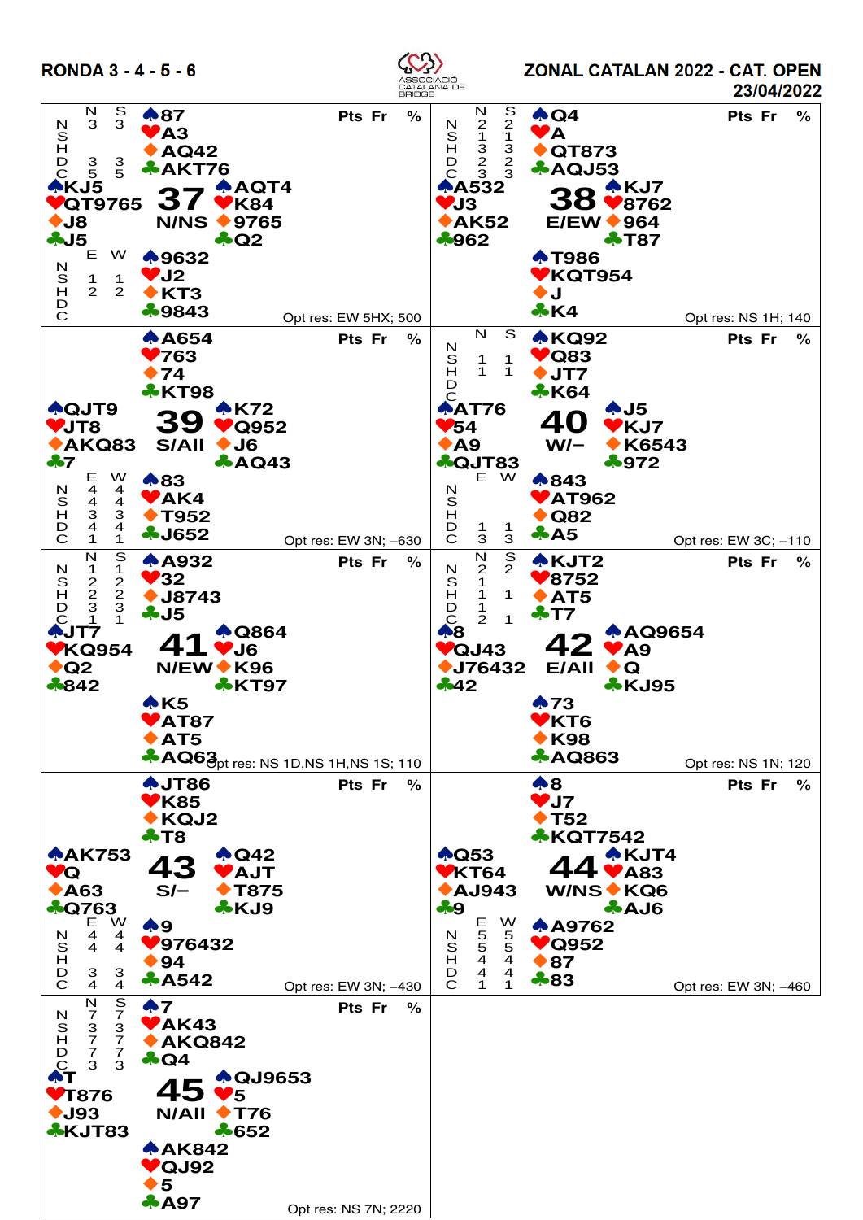RONDA 3 - 4 - 5 - 6

ZONAL CATALAN 2022 - CAT. OPEN

23/04/2022

## Board 37 — N/NS

| | Pts | Fr | % |
|---|---|---|---|

**North:** ♠87 ♥A3 ♦AQ42 ♣AKT76

**West:** ♠KJ5 ♥QT9765 ♦J8 ♣J5

**East:** ♠AQT4 ♥K84 ♦9765 ♣Q2

**South:** ♠9632 ♥J2 ♦KT3 ♣9843

Makeable contracts:

| | N | S | E | W |
|---|---|---|---|---|
| NT | 3 | 3 | | |
| S | | | 1 | 1 |
| H | | | 2 | 2 |
| D | 3 | 3 | | |
| C | 5 | 5 | | |

Opt res: EW 5HX; 500

## Board 38 — E/EW

| | Pts | Fr | % |
|---|---|---|---|

**North:** ♠Q4 ♥A ♦QT873 ♣AQJ53

**West:** ♠A532 ♥J3 ♦AK52 ♣962

**East:** ♠KJ7 ♥8762 ♦964 ♣T87

**South:** ♠T986 ♥KQT954 ♦J ♣K4

Makeable contracts:

| | N | S |
|---|---|---|
| NT | 2 | 2 |
| S | 1 | 1 |
| H | 3 | 3 |
| D | 2 | 2 |
| C | 3 | 3 |

Opt res: NS 1H; 140

## Board 39 — S/All

| | Pts | Fr | % |
|---|---|---|---|

**North:** ♠A654 ♥763 ♦74 ♣KT98

**West:** ♠QJT9 ♥JT8 ♦AKQ83 ♣7

**East:** ♠K72 ♥Q952 ♦J6 ♣AQ43

**South:** ♠83 ♥AK4 ♦T952 ♣J652

Makeable contracts:

| | E | W |
|---|---|---|
| NT | 4 | 4 |
| S | 4 | 4 |
| H | 3 | 3 |
| D | 4 | 4 |
| C | 1 | 1 |

Opt res: EW 3N; –630

## Board 40 — W/–

| | Pts | Fr | % |
|---|---|---|---|

**North:** ♠KQ92 ♥Q83 ♦JT7 ♣K64

**West:** ♠AT76 ♥54 ♦A9 ♣QJT83

**East:** ♠J5 ♥KJ7 ♦K6543 ♣972

**South:** ♠843 ♥AT962 ♦Q82 ♣A5

Makeable contracts:

| | N | S | E | W |
|---|---|---|---|---|
| NT | | | | |
| S | 1 | 1 | | |
| H | 1 | 1 | | |
| D | | | 1 | 1 |
| C | | | 3 | 3 |

Opt res: EW 3C; –110

## Board 41 — N/EW

| | Pts | Fr | % |
|---|---|---|---|

**North:** ♠A932 ♥32 ♦J8743 ♣J5

**West:** ♠JT7 ♥KQ954 ♦Q2 ♣842

**East:** ♠Q864 ♥J6 ♦K96 ♣KT97

**South:** ♠K5 ♥AT87 ♦AT5 ♣AQ63

Makeable contracts:

| | N | S |
|---|---|---|
| NT | 1 | 1 |
| S | 2 | 2 |
| H | 2 | 2 |
| D | 3 | 3 |
| C | 1 | 1 |

Opt res: NS 1D,NS 1H,NS 1S; 110

## Board 42 — E/All

| | Pts | Fr | % |
|---|---|---|---|

**North:** ♠KJT2 ♥8752 ♦AT5 ♣T7

**West:** ♠8 ♥QJ43 ♦J76432 ♣42

**East:** ♠AQ9654 ♥A9 ♦Q ♣KJ95

**South:** ♠73 ♥KT6 ♦K98 ♣AQ863

Makeable contracts:

| | N | S |
|---|---|---|
| NT | 2 | 2 |
| S | 1 | |
| H | 1 | 1 |
| D | 1 | |
| C | 2 | 1 |

Opt res: NS 1N; 120

## Board 43 — S/–

| | Pts | Fr | % |
|---|---|---|---|

**North:** ♠JT86 ♥K85 ♦KQJ2 ♣T8

**West:** ♠AK753 ♥Q ♦A63 ♣Q763

**East:** ♠Q42 ♥AJT ♦T875 ♣KJ9

**South:** ♠9 ♥976432 ♦94 ♣A542

Makeable contracts:

| | E | W |
|---|---|---|
| NT | 4 | 4 |
| S | 4 | 4 |
| H | | |
| D | 3 | 3 |
| C | 4 | 4 |

Opt res: EW 3N; –430

## Board 44 — W/NS

| | Pts | Fr | % |
|---|---|---|---|

**North:** ♠8 ♥J7 ♦T52 ♣KQT7542

**West:** ♠Q53 ♥KT64 ♦AJ943 ♣9

**East:** ♠KJT4 ♥A83 ♦KQ6 ♣AJ6

**South:** ♠A9762 ♥Q952 ♦87 ♣83

Makeable contracts:

| | E | W |
|---|---|---|
| NT | 5 | 5 |
| S | 5 | 5 |
| H | 4 | 4 |
| D | 4 | 4 |
| C | 1 | 1 |

Opt res: EW 3N; –460

## Board 45 — N/All

| | Pts | Fr | % |
|---|---|---|---|

**North:** ♠7 ♥AK43 ♦AKQ842 ♣Q4

**West:** ♠T ♥T876 ♦J93 ♣KJT83

**East:** ♠QJ9653 ♥5 ♦T76 ♣652

**South:** ♠AK842 ♥QJ92 ♦5 ♣A97

Makeable contracts:

| | N | S |
|---|---|---|
| NT | 7 | 7 |
| S | 3 | 3 |
| H | 7 | 7 |
| D | 7 | 7 |
| C | 3 | 3 |

Opt res: NS 7N; 2220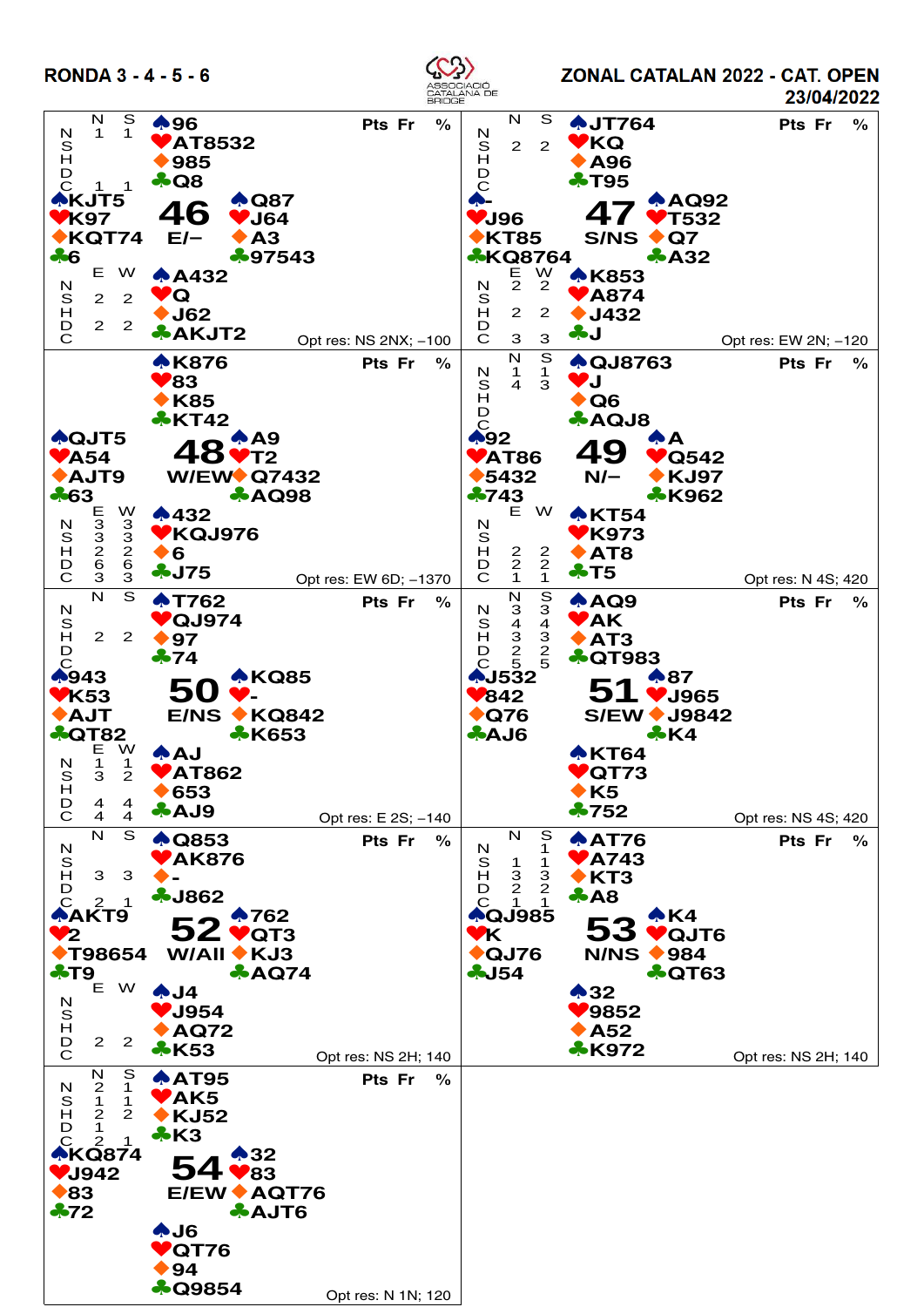## Board 46 — E/–

| | |
|---|---|
| North | ♠96 ♥AT8532 ♦985 ♣Q8 |
| West | ♠KJT5 ♥K97 ♦KQT74 ♣6 |
| East | ♠Q87 ♥J64 ♦A3 ♣97543 |
| South | ♠A432 ♥Q ♦J62 ♣AKJT2 |

| | N | S | E | W |
|---|---|---|---|---|
| N | 1 | 1 | | |
| S | | | 2 | 2 |
| H | | | | |
| D | | | 2 | 2 |
| C | 1 | 1 | | |

Pts Fr %

Opt res: NS 2NX; –100

## Board 47 — S/NS

| | |
|---|---|
| North | ♠JT764 ♥KQ ♦A96 ♣T95 |
| West | ♠- ♥J96 ♦KT85 ♣KQ8764 |
| East | ♠AQ92 ♥T532 ♦Q7 ♣A32 |
| South | ♠K853 ♥A874 ♦J432 ♣J |

| | N | S | E | W |
|---|---|---|---|---|
| N | | | 2 | 2 |
| S | 2 | 2 | | |
| H | | | 2 | 2 |
| D | | | | |
| C | | | 3 | 3 |

Pts Fr %

Opt res: EW 2N; –120

## Board 48 — W/EW

| | |
|---|---|
| North | ♠K876 ♥83 ♦K85 ♣KT42 |
| West | ♠QJT5 ♥A54 ♦AJT9 ♣63 |
| East | ♠A9 ♥T2 ♦Q7432 ♣AQ98 |
| South | ♠432 ♥KQJ976 ♦6 ♣J75 |

| | N | S | E | W |
|---|---|---|---|---|
| N | | | 3 | 3 |
| S | | | 3 | 3 |
| H | | | 2 | 2 |
| D | | | 6 | 6 |
| C | | | 3 | 3 |

Pts Fr %

Opt res: EW 6D; –1370

## Board 49 — N/–

| | |
|---|---|
| North | ♠QJ8763 ♥J ♦Q6 ♣AQJ8 |
| West | ♠92 ♥AT86 ♦5432 ♣743 |
| East | ♠A ♥Q542 ♦KJ97 ♣K962 |
| South | ♠KT54 ♥K973 ♦AT8 ♣T5 |

| | N | S | E | W |
|---|---|---|---|---|
| N | 1 | 1 | | |
| S | 4 | 3 | | |
| H | | | 2 | 2 |
| D | | | 2 | 2 |
| C | | | 1 | 1 |

Pts Fr %

Opt res: N 4S; 420

## Board 50 — E/NS

| | |
|---|---|
| North | ♠T762 ♥QJ974 ♦97 ♣74 |
| West | ♠943 ♥K53 ♦AJT ♣QT82 |
| East | ♠KQ85 ♥- ♦KQ842 ♣K653 |
| South | ♠AJ ♥AT862 ♦653 ♣AJ9 |

| | N | S | E | W |
|---|---|---|---|---|
| N | | | 1 | 1 |
| S | | | 3 | 2 |
| H | 2 | 2 | | |
| D | | | 4 | 4 |
| C | | | 4 | 4 |

Pts Fr %

Opt res: E 2S; –140

## Board 51 — S/EW

| | |
|---|---|
| North | ♠AQ9 ♥AK ♦AT3 ♣QT983 |
| West | ♠J532 ♥842 ♦Q76 ♣AJ6 |
| East | ♠87 ♥J965 ♦J9842 ♣K4 |
| South | ♠KT64 ♥QT73 ♦K5 ♣752 |

| | N | S | E | W |
|---|---|---|---|---|
| N | 3 | 3 | | |
| S | 4 | 4 | | |
| H | 3 | 3 | | |
| D | 2 | 2 | | |
| C | 5 | 5 | | |

Pts Fr %

Opt res: NS 4S; 420

## Board 52 — W/All

| | |
|---|---|
| North | ♠Q853 ♥AK876 ♦- ♣J862 |
| West | ♠AKT9 ♥2 ♦T98654 ♣T9 |
| East | ♠762 ♥QT3 ♦KJ3 ♣AQ74 |
| South | ♠J4 ♥J954 ♦AQ72 ♣K53 |

| | N | S | E | W |
|---|---|---|---|---|
| N | | | | |
| S | | | | |
| H | 3 | 3 | | |
| D | | | 2 | 2 |
| C | 2 | 1 | | |

Pts Fr %

Opt res: NS 2H; 140

## Board 53 — N/NS

| | |
|---|---|
| North | ♠AT76 ♥A743 ♦KT3 ♣A8 |
| West | ♠QJ985 ♥K ♦QJ76 ♣J54 |
| East | ♠K4 ♥QJT6 ♦984 ♣QT63 |
| South | ♠32 ♥9852 ♦A52 ♣K972 |

| | N | S | E | W |
|---|---|---|---|---|
| N | | 1 | | |
| S | 1 | 1 | | |
| H | 3 | 3 | | |
| D | 2 | 2 | | |
| C | 1 | 1 | | |

Pts Fr %

Opt res: NS 2H; 140

## Board 54 — E/EW

| | |
|---|---|
| North | ♠AT95 ♥AK5 ♦KJ52 ♣K3 |
| West | ♠KQ874 ♥J942 ♦83 ♣72 |
| East | ♠32 ♥83 ♦AQT76 ♣AJT6 |
| South | ♠J6 ♥QT76 ♦94 ♣Q9854 |

| | N | S | E | W |
|---|---|---|---|---|
| N | 2 | 1 | | |
| S | 1 | 1 | | |
| H | 2 | 2 | | |
| D | 1 | | | |
| C | 2 | 1 | | |

Pts Fr %

Opt res: N 1N; 120